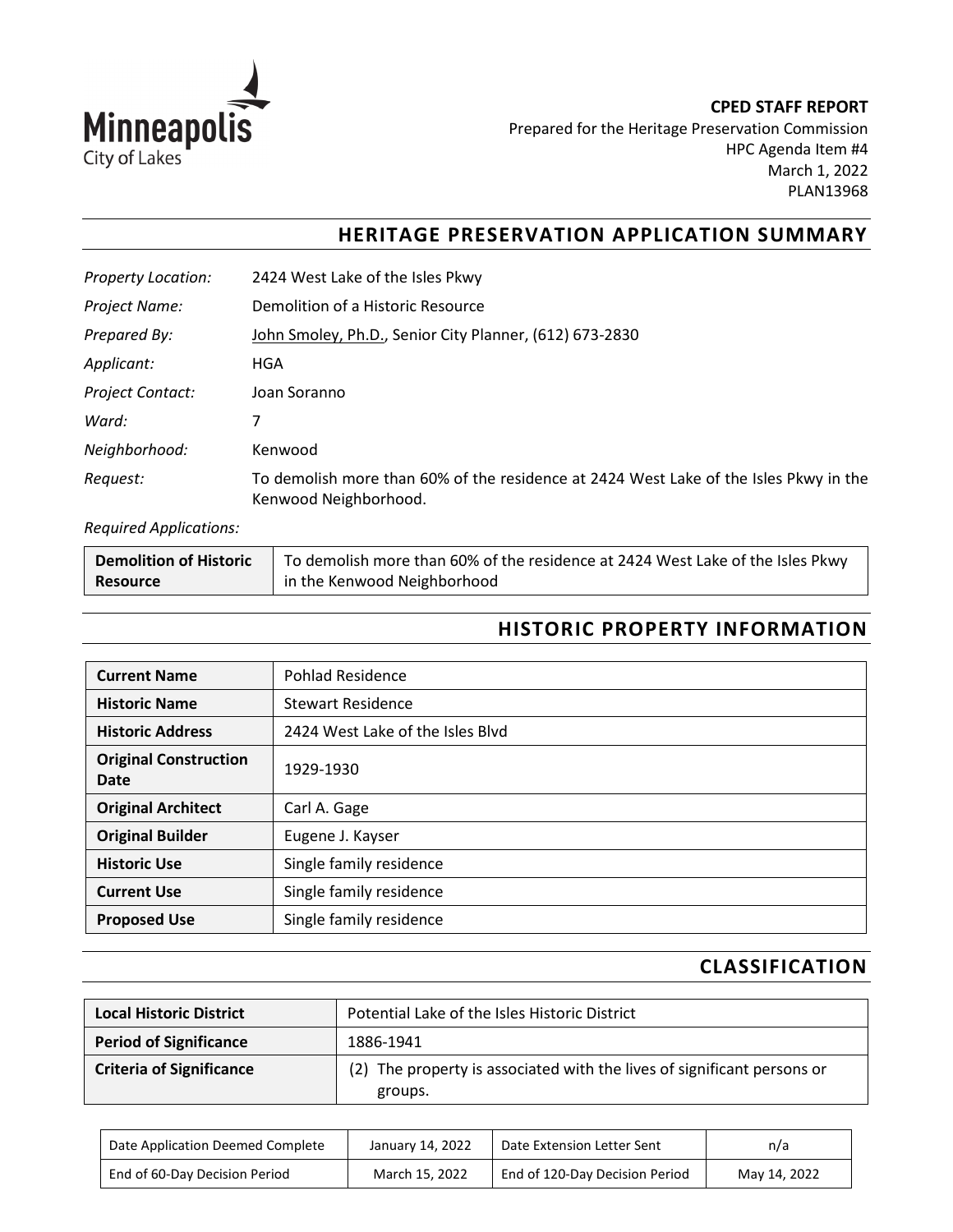Minneapolis
City of Lakes

**CPED STAFF REPORT**
Prepared for the Heritage Preservation Commission
HPC Agenda Item #4
March 1, 2022
PLAN13968

## HERITAGE PRESERVATION APPLICATION SUMMARY

*Property Location:* 2424 West Lake of the Isles Pkwy

*Project Name:* Demolition of a Historic Resource

*Prepared By:* John Smoley, Ph.D., Senior City Planner, (612) 673-2830

*Applicant:* HGA

*Project Contact:* Joan Soranno

*Ward:* 7

*Neighborhood:* Kenwood

*Request:* To demolish more than 60% of the residence at 2424 West Lake of the Isles Pkwy in the Kenwood Neighborhood.

*Required Applications:*

| | |
|---|---|
| **Demolition of Historic Resource** | To demolish more than 60% of the residence at 2424 West Lake of the Isles Pkwy in the Kenwood Neighborhood |

## HISTORIC PROPERTY INFORMATION

| | |
|---|---|
| **Current Name** | Pohlad Residence |
| **Historic Name** | Stewart Residence |
| **Historic Address** | 2424 West Lake of the Isles Blvd |
| **Original Construction Date** | 1929-1930 |
| **Original Architect** | Carl A. Gage |
| **Original Builder** | Eugene J. Kayser |
| **Historic Use** | Single family residence |
| **Current Use** | Single family residence |
| **Proposed Use** | Single family residence |

## CLASSIFICATION

| | |
|---|---|
| **Local Historic District** | Potential Lake of the Isles Historic District |
| **Period of Significance** | 1886-1941 |
| **Criteria of Significance** | (2) The property is associated with the lives of significant persons or groups. |

| | | | |
|---|---|---|---|
| Date Application Deemed Complete | January 14, 2022 | Date Extension Letter Sent | n/a |
| End of 60-Day Decision Period | March 15, 2022 | End of 120-Day Decision Period | May 14, 2022 |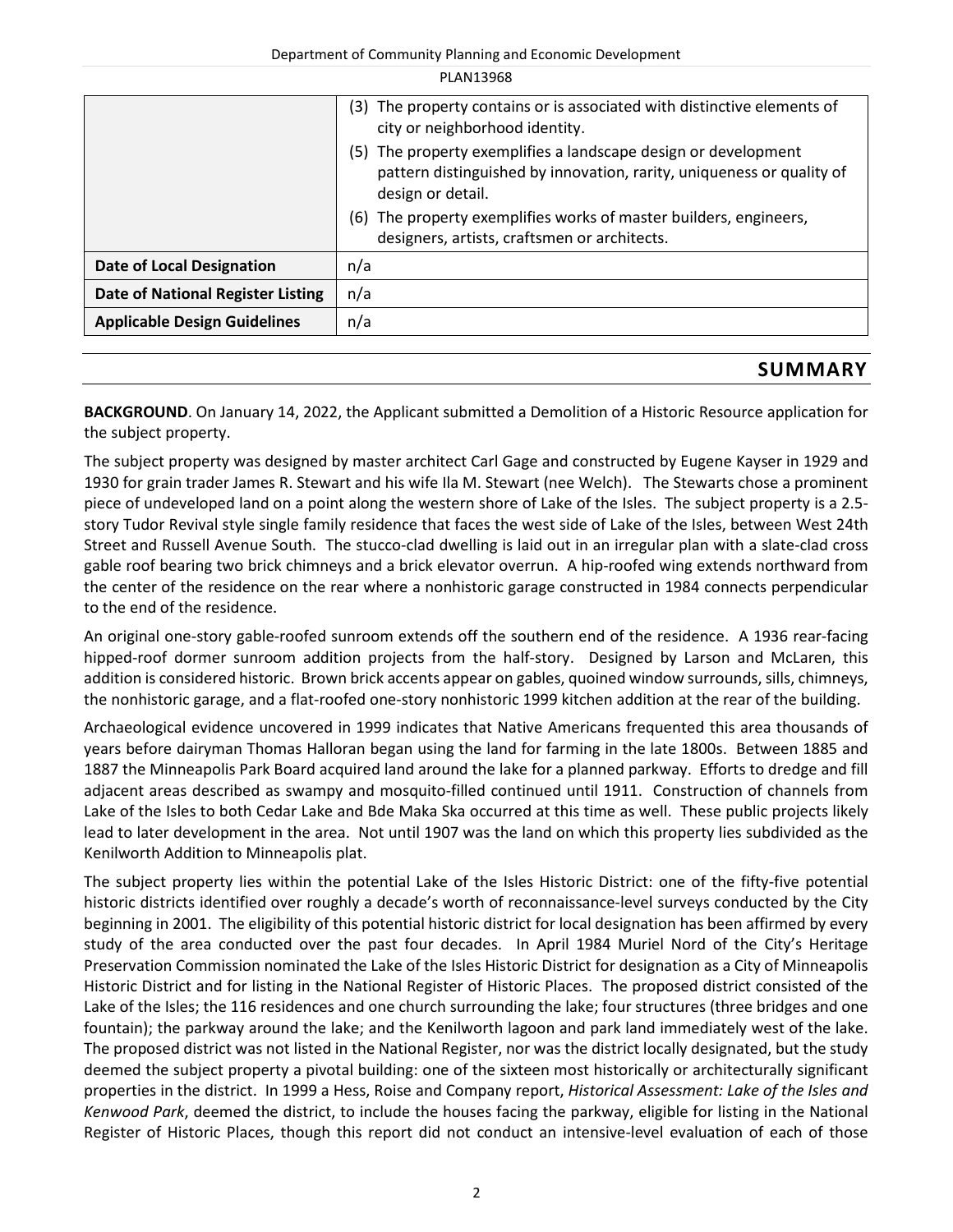| | |
|---|---|
| | (3) The property contains or is associated with distinctive elements of city or neighborhood identity.<br>(5) The property exemplifies a landscape design or development pattern distinguished by innovation, rarity, uniqueness or quality of design or detail.<br>(6) The property exemplifies works of master builders, engineers, designers, artists, craftsmen or architects. |
| **Date of Local Designation** | n/a |
| **Date of National Register Listing** | n/a |
| **Applicable Design Guidelines** | n/a |

## SUMMARY

**BACKGROUND**. On January 14, 2022, the Applicant submitted a Demolition of a Historic Resource application for the subject property.

The subject property was designed by master architect Carl Gage and constructed by Eugene Kayser in 1929 and 1930 for grain trader James R. Stewart and his wife Ila M. Stewart (nee Welch). The Stewarts chose a prominent piece of undeveloped land on a point along the western shore of Lake of the Isles. The subject property is a 2.5-story Tudor Revival style single family residence that faces the west side of Lake of the Isles, between West 24th Street and Russell Avenue South. The stucco-clad dwelling is laid out in an irregular plan with a slate-clad cross gable roof bearing two brick chimneys and a brick elevator overrun. A hip-roofed wing extends northward from the center of the residence on the rear where a nonhistoric garage constructed in 1984 connects perpendicular to the end of the residence.

An original one-story gable-roofed sunroom extends off the southern end of the residence. A 1936 rear-facing hipped-roof dormer sunroom addition projects from the half-story. Designed by Larson and McLaren, this addition is considered historic. Brown brick accents appear on gables, quoined window surrounds, sills, chimneys, the nonhistoric garage, and a flat-roofed one-story nonhistoric 1999 kitchen addition at the rear of the building.

Archaeological evidence uncovered in 1999 indicates that Native Americans frequented this area thousands of years before dairyman Thomas Halloran began using the land for farming in the late 1800s. Between 1885 and 1887 the Minneapolis Park Board acquired land around the lake for a planned parkway. Efforts to dredge and fill adjacent areas described as swampy and mosquito-filled continued until 1911. Construction of channels from Lake of the Isles to both Cedar Lake and Bde Maka Ska occurred at this time as well. These public projects likely lead to later development in the area. Not until 1907 was the land on which this property lies subdivided as the Kenilworth Addition to Minneapolis plat.

The subject property lies within the potential Lake of the Isles Historic District: one of the fifty-five potential historic districts identified over roughly a decade's worth of reconnaissance-level surveys conducted by the City beginning in 2001. The eligibility of this potential historic district for local designation has been affirmed by every study of the area conducted over the past four decades. In April 1984 Muriel Nord of the City's Heritage Preservation Commission nominated the Lake of the Isles Historic District for designation as a City of Minneapolis Historic District and for listing in the National Register of Historic Places. The proposed district consisted of the Lake of the Isles; the 116 residences and one church surrounding the lake; four structures (three bridges and one fountain); the parkway around the lake; and the Kenilworth lagoon and park land immediately west of the lake. The proposed district was not listed in the National Register, nor was the district locally designated, but the study deemed the subject property a pivotal building: one of the sixteen most historically or architecturally significant properties in the district. In 1999 a Hess, Roise and Company report, *Historical Assessment: Lake of the Isles and Kenwood Park*, deemed the district, to include the houses facing the parkway, eligible for listing in the National Register of Historic Places, though this report did not conduct an intensive-level evaluation of each of those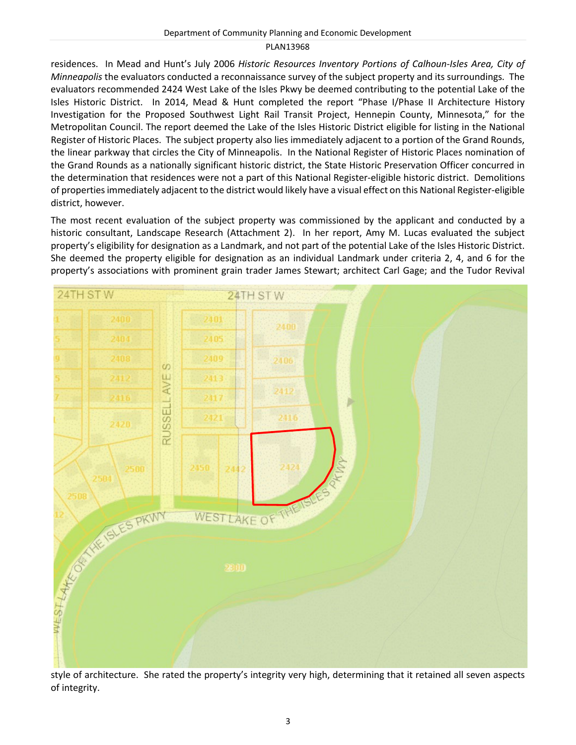residences. In Mead and Hunt's July 2006 *Historic Resources Inventory Portions of Calhoun-Isles Area, City of Minneapolis* the evaluators conducted a reconnaissance survey of the subject property and its surroundings. The evaluators recommended 2424 West Lake of the Isles Pkwy be deemed contributing to the potential Lake of the Isles Historic District. In 2014, Mead & Hunt completed the report "Phase I/Phase II Architecture History Investigation for the Proposed Southwest Light Rail Transit Project, Hennepin County, Minnesota," for the Metropolitan Council. The report deemed the Lake of the Isles Historic District eligible for listing in the National Register of Historic Places. The subject property also lies immediately adjacent to a portion of the Grand Rounds, the linear parkway that circles the City of Minneapolis. In the National Register of Historic Places nomination of the Grand Rounds as a nationally significant historic district, the State Historic Preservation Officer concurred in the determination that residences were not a part of this National Register-eligible historic district. Demolitions of properties immediately adjacent to the district would likely have a visual effect on this National Register-eligible district, however.

The most recent evaluation of the subject property was commissioned by the applicant and conducted by a historic consultant, Landscape Research (Attachment 2). In her report, Amy M. Lucas evaluated the subject property's eligibility for designation as a Landmark, and not part of the potential Lake of the Isles Historic District. She deemed the property eligible for designation as an individual Landmark under criteria 2, 4, and 6 for the property's associations with prominent grain trader James Stewart; architect Carl Gage; and the Tudor Revival style of architecture. She rated the property's integrity very high, determining that it retained all seven aspects of integrity.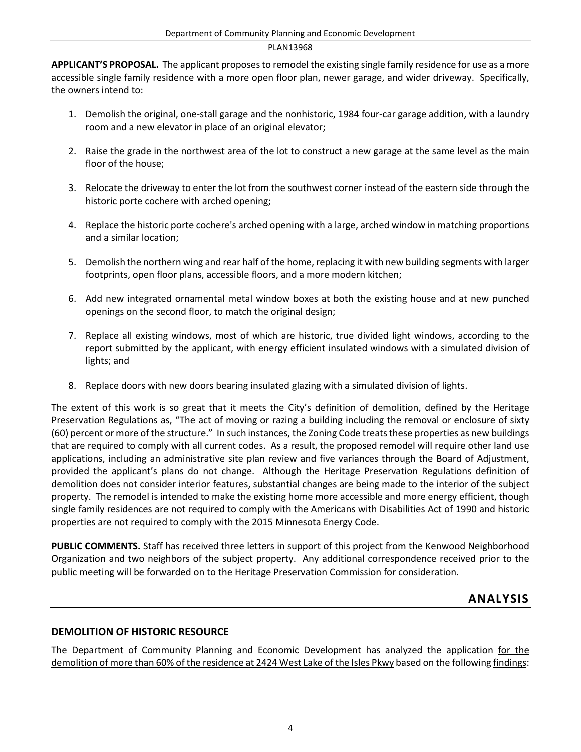**APPLICANT'S PROPOSAL.** The applicant proposes to remodel the existing single family residence for use as a more accessible single family residence with a more open floor plan, newer garage, and wider driveway. Specifically, the owners intend to:

1. Demolish the original, one-stall garage and the nonhistoric, 1984 four-car garage addition, with a laundry room and a new elevator in place of an original elevator;
2. Raise the grade in the northwest area of the lot to construct a new garage at the same level as the main floor of the house;
3. Relocate the driveway to enter the lot from the southwest corner instead of the eastern side through the historic porte cochere with arched opening;
4. Replace the historic porte cochere's arched opening with a large, arched window in matching proportions and a similar location;
5. Demolish the northern wing and rear half of the home, replacing it with new building segments with larger footprints, open floor plans, accessible floors, and a more modern kitchen;
6. Add new integrated ornamental metal window boxes at both the existing house and at new punched openings on the second floor, to match the original design;
7. Replace all existing windows, most of which are historic, true divided light windows, according to the report submitted by the applicant, with energy efficient insulated windows with a simulated division of lights; and
8. Replace doors with new doors bearing insulated glazing with a simulated division of lights.

The extent of this work is so great that it meets the City's definition of demolition, defined by the Heritage Preservation Regulations as, "The act of moving or razing a building including the removal or enclosure of sixty (60) percent or more of the structure." In such instances, the Zoning Code treats these properties as new buildings that are required to comply with all current codes. As a result, the proposed remodel will require other land use applications, including an administrative site plan review and five variances through the Board of Adjustment, provided the applicant's plans do not change. Although the Heritage Preservation Regulations definition of demolition does not consider interior features, substantial changes are being made to the interior of the subject property. The remodel is intended to make the existing home more accessible and more energy efficient, though single family residences are not required to comply with the Americans with Disabilities Act of 1990 and historic properties are not required to comply with the 2015 Minnesota Energy Code.

**PUBLIC COMMENTS.** Staff has received three letters in support of this project from the Kenwood Neighborhood Organization and two neighbors of the subject property. Any additional correspondence received prior to the public meeting will be forwarded on to the Heritage Preservation Commission for consideration.

## ANALYSIS

### DEMOLITION OF HISTORIC RESOURCE

The Department of Community Planning and Economic Development has analyzed the application for the demolition of more than 60% of the residence at 2424 West Lake of the Isles Pkwy based on the following findings: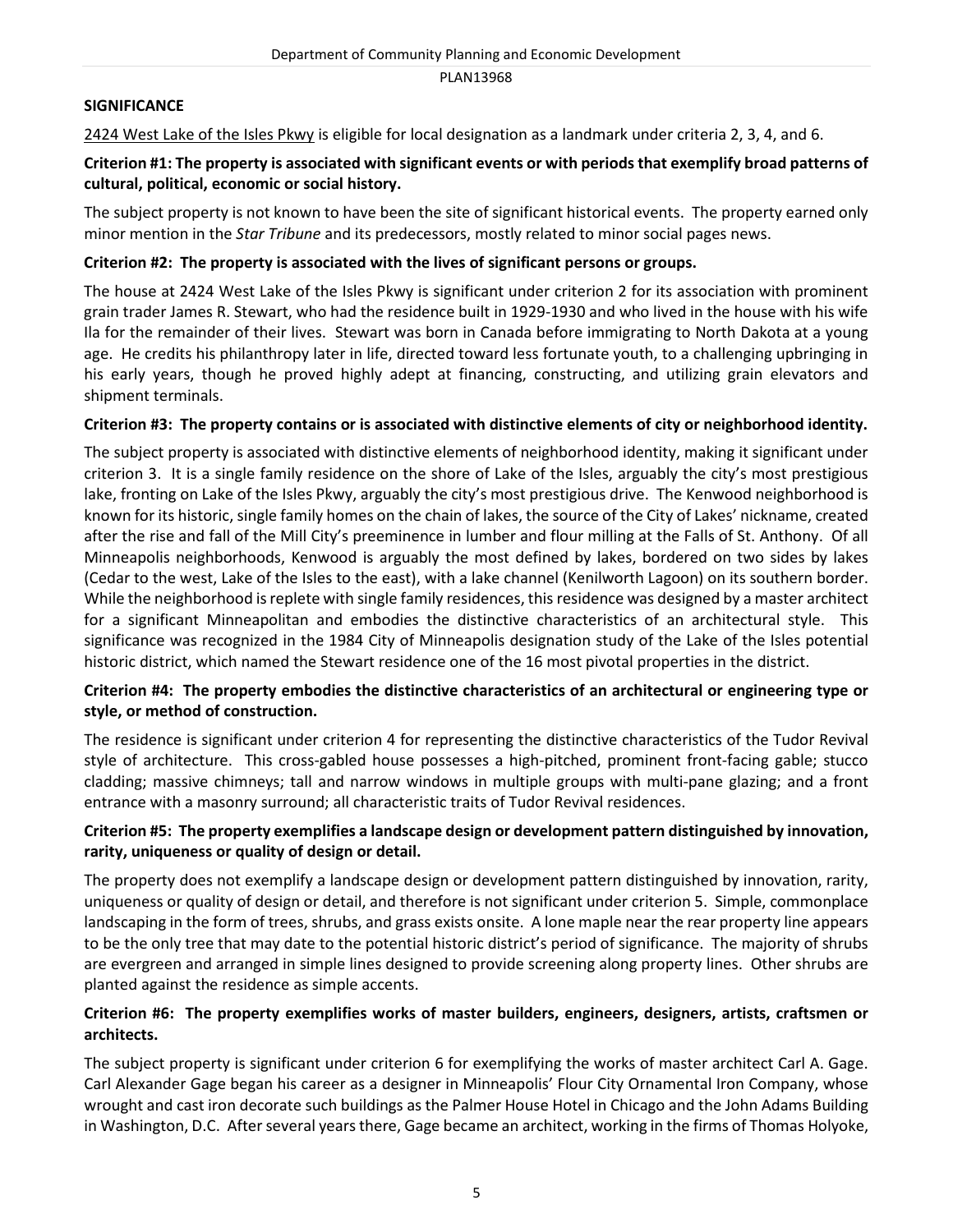**SIGNIFICANCE**

2424 West Lake of the Isles Pkwy is eligible for local designation as a landmark under criteria 2, 3, 4, and 6.

**Criterion #1: The property is associated with significant events or with periods that exemplify broad patterns of cultural, political, economic or social history.**

The subject property is not known to have been the site of significant historical events. The property earned only minor mention in the *Star Tribune* and its predecessors, mostly related to minor social pages news.

**Criterion #2: The property is associated with the lives of significant persons or groups.**

The house at 2424 West Lake of the Isles Pkwy is significant under criterion 2 for its association with prominent grain trader James R. Stewart, who had the residence built in 1929-1930 and who lived in the house with his wife Ila for the remainder of their lives. Stewart was born in Canada before immigrating to North Dakota at a young age. He credits his philanthropy later in life, directed toward less fortunate youth, to a challenging upbringing in his early years, though he proved highly adept at financing, constructing, and utilizing grain elevators and shipment terminals.

**Criterion #3: The property contains or is associated with distinctive elements of city or neighborhood identity.**

The subject property is associated with distinctive elements of neighborhood identity, making it significant under criterion 3. It is a single family residence on the shore of Lake of the Isles, arguably the city's most prestigious lake, fronting on Lake of the Isles Pkwy, arguably the city's most prestigious drive. The Kenwood neighborhood is known for its historic, single family homes on the chain of lakes, the source of the City of Lakes' nickname, created after the rise and fall of the Mill City's preeminence in lumber and flour milling at the Falls of St. Anthony. Of all Minneapolis neighborhoods, Kenwood is arguably the most defined by lakes, bordered on two sides by lakes (Cedar to the west, Lake of the Isles to the east), with a lake channel (Kenilworth Lagoon) on its southern border. While the neighborhood is replete with single family residences, this residence was designed by a master architect for a significant Minneapolitan and embodies the distinctive characteristics of an architectural style. This significance was recognized in the 1984 City of Minneapolis designation study of the Lake of the Isles potential historic district, which named the Stewart residence one of the 16 most pivotal properties in the district.

**Criterion #4: The property embodies the distinctive characteristics of an architectural or engineering type or style, or method of construction.**

The residence is significant under criterion 4 for representing the distinctive characteristics of the Tudor Revival style of architecture. This cross-gabled house possesses a high-pitched, prominent front-facing gable; stucco cladding; massive chimneys; tall and narrow windows in multiple groups with multi-pane glazing; and a front entrance with a masonry surround; all characteristic traits of Tudor Revival residences.

**Criterion #5: The property exemplifies a landscape design or development pattern distinguished by innovation, rarity, uniqueness or quality of design or detail.**

The property does not exemplify a landscape design or development pattern distinguished by innovation, rarity, uniqueness or quality of design or detail, and therefore is not significant under criterion 5. Simple, commonplace landscaping in the form of trees, shrubs, and grass exists onsite. A lone maple near the rear property line appears to be the only tree that may date to the potential historic district's period of significance. The majority of shrubs are evergreen and arranged in simple lines designed to provide screening along property lines. Other shrubs are planted against the residence as simple accents.

**Criterion #6: The property exemplifies works of master builders, engineers, designers, artists, craftsmen or architects.**

The subject property is significant under criterion 6 for exemplifying the works of master architect Carl A. Gage. Carl Alexander Gage began his career as a designer in Minneapolis' Flour City Ornamental Iron Company, whose wrought and cast iron decorate such buildings as the Palmer House Hotel in Chicago and the John Adams Building in Washington, D.C. After several years there, Gage became an architect, working in the firms of Thomas Holyoke,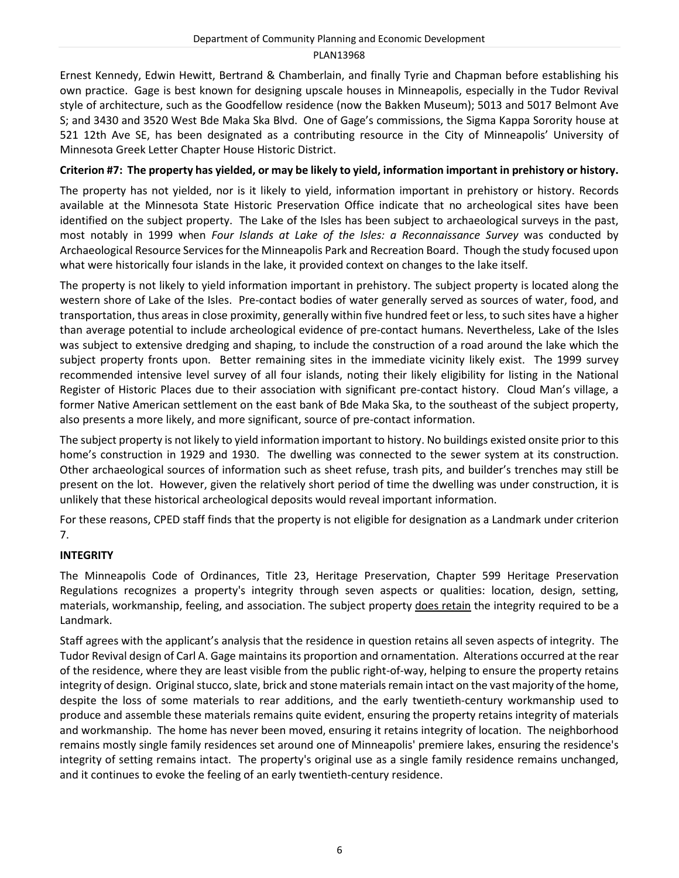Ernest Kennedy, Edwin Hewitt, Bertrand & Chamberlain, and finally Tyrie and Chapman before establishing his own practice. Gage is best known for designing upscale houses in Minneapolis, especially in the Tudor Revival style of architecture, such as the Goodfellow residence (now the Bakken Museum); 5013 and 5017 Belmont Ave S; and 3430 and 3520 West Bde Maka Ska Blvd. One of Gage's commissions, the Sigma Kappa Sorority house at 521 12th Ave SE, has been designated as a contributing resource in the City of Minneapolis' University of Minnesota Greek Letter Chapter House Historic District.

**Criterion #7: The property has yielded, or may be likely to yield, information important in prehistory or history.**

The property has not yielded, nor is it likely to yield, information important in prehistory or history. Records available at the Minnesota State Historic Preservation Office indicate that no archeological sites have been identified on the subject property. The Lake of the Isles has been subject to archaeological surveys in the past, most notably in 1999 when *Four Islands at Lake of the Isles: a Reconnaissance Survey* was conducted by Archaeological Resource Services for the Minneapolis Park and Recreation Board. Though the study focused upon what were historically four islands in the lake, it provided context on changes to the lake itself.

The property is not likely to yield information important in prehistory. The subject property is located along the western shore of Lake of the Isles. Pre-contact bodies of water generally served as sources of water, food, and transportation, thus areas in close proximity, generally within five hundred feet or less, to such sites have a higher than average potential to include archeological evidence of pre-contact humans. Nevertheless, Lake of the Isles was subject to extensive dredging and shaping, to include the construction of a road around the lake which the subject property fronts upon. Better remaining sites in the immediate vicinity likely exist. The 1999 survey recommended intensive level survey of all four islands, noting their likely eligibility for listing in the National Register of Historic Places due to their association with significant pre-contact history. Cloud Man's village, a former Native American settlement on the east bank of Bde Maka Ska, to the southeast of the subject property, also presents a more likely, and more significant, source of pre-contact information.

The subject property is not likely to yield information important to history. No buildings existed onsite prior to this home's construction in 1929 and 1930. The dwelling was connected to the sewer system at its construction. Other archaeological sources of information such as sheet refuse, trash pits, and builder's trenches may still be present on the lot. However, given the relatively short period of time the dwelling was under construction, it is unlikely that these historical archeological deposits would reveal important information.

For these reasons, CPED staff finds that the property is not eligible for designation as a Landmark under criterion 7.

**INTEGRITY**

The Minneapolis Code of Ordinances, Title 23, Heritage Preservation, Chapter 599 Heritage Preservation Regulations recognizes a property's integrity through seven aspects or qualities: location, design, setting, materials, workmanship, feeling, and association. The subject property does retain the integrity required to be a Landmark.

Staff agrees with the applicant's analysis that the residence in question retains all seven aspects of integrity. The Tudor Revival design of Carl A. Gage maintains its proportion and ornamentation. Alterations occurred at the rear of the residence, where they are least visible from the public right-of-way, helping to ensure the property retains integrity of design. Original stucco, slate, brick and stone materials remain intact on the vast majority of the home, despite the loss of some materials to rear additions, and the early twentieth-century workmanship used to produce and assemble these materials remains quite evident, ensuring the property retains integrity of materials and workmanship. The home has never been moved, ensuring it retains integrity of location. The neighborhood remains mostly single family residences set around one of Minneapolis' premiere lakes, ensuring the residence's integrity of setting remains intact. The property's original use as a single family residence remains unchanged, and it continues to evoke the feeling of an early twentieth-century residence.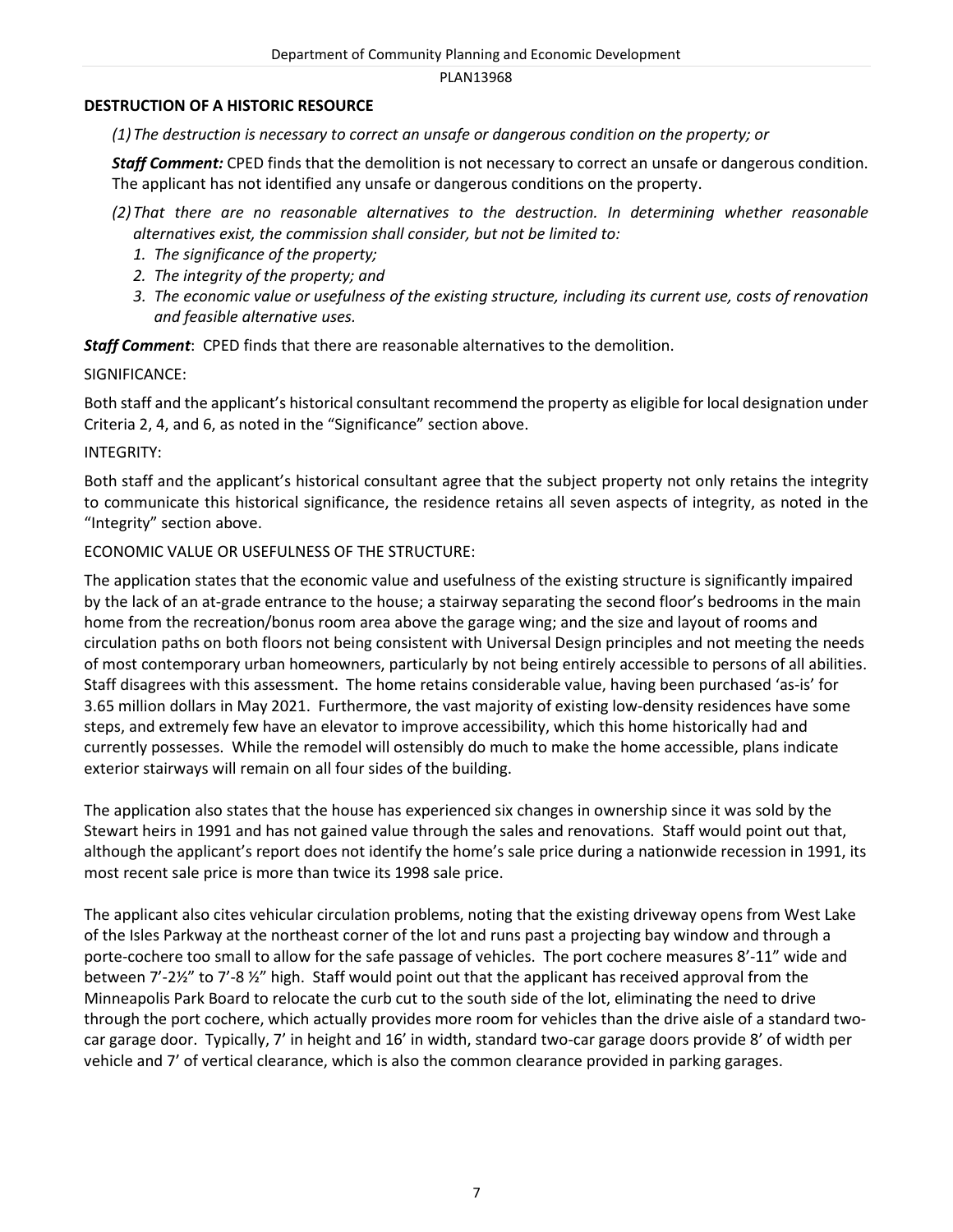## DESTRUCTION OF A HISTORIC RESOURCE

*(1) The destruction is necessary to correct an unsafe or dangerous condition on the property; or*

***Staff Comment:*** CPED finds that the demolition is not necessary to correct an unsafe or dangerous condition. The applicant has not identified any unsafe or dangerous conditions on the property.

*(2) That there are no reasonable alternatives to the destruction. In determining whether reasonable alternatives exist, the commission shall consider, but not be limited to:*

1. *The significance of the property;*
2. *The integrity of the property; and*
3. *The economic value or usefulness of the existing structure, including its current use, costs of renovation and feasible alternative uses.*

***Staff Comment***: CPED finds that there are reasonable alternatives to the demolition.

SIGNIFICANCE:

Both staff and the applicant's historical consultant recommend the property as eligible for local designation under Criteria 2, 4, and 6, as noted in the "Significance" section above.

INTEGRITY:

Both staff and the applicant's historical consultant agree that the subject property not only retains the integrity to communicate this historical significance, the residence retains all seven aspects of integrity, as noted in the "Integrity" section above.

ECONOMIC VALUE OR USEFULNESS OF THE STRUCTURE:

The application states that the economic value and usefulness of the existing structure is significantly impaired by the lack of an at-grade entrance to the house; a stairway separating the second floor's bedrooms in the main home from the recreation/bonus room area above the garage wing; and the size and layout of rooms and circulation paths on both floors not being consistent with Universal Design principles and not meeting the needs of most contemporary urban homeowners, particularly by not being entirely accessible to persons of all abilities. Staff disagrees with this assessment. The home retains considerable value, having been purchased 'as-is' for 3.65 million dollars in May 2021. Furthermore, the vast majority of existing low-density residences have some steps, and extremely few have an elevator to improve accessibility, which this home historically had and currently possesses. While the remodel will ostensibly do much to make the home accessible, plans indicate exterior stairways will remain on all four sides of the building.

The application also states that the house has experienced six changes in ownership since it was sold by the Stewart heirs in 1991 and has not gained value through the sales and renovations. Staff would point out that, although the applicant's report does not identify the home's sale price during a nationwide recession in 1991, its most recent sale price is more than twice its 1998 sale price.

The applicant also cites vehicular circulation problems, noting that the existing driveway opens from West Lake of the Isles Parkway at the northeast corner of the lot and runs past a projecting bay window and through a porte-cochere too small to allow for the safe passage of vehicles. The port cochere measures 8'-11" wide and between 7'-2½" to 7'-8 ½" high. Staff would point out that the applicant has received approval from the Minneapolis Park Board to relocate the curb cut to the south side of the lot, eliminating the need to drive through the port cochere, which actually provides more room for vehicles than the drive aisle of a standard two-car garage door. Typically, 7' in height and 16' in width, standard two-car garage doors provide 8' of width per vehicle and 7' of vertical clearance, which is also the common clearance provided in parking garages.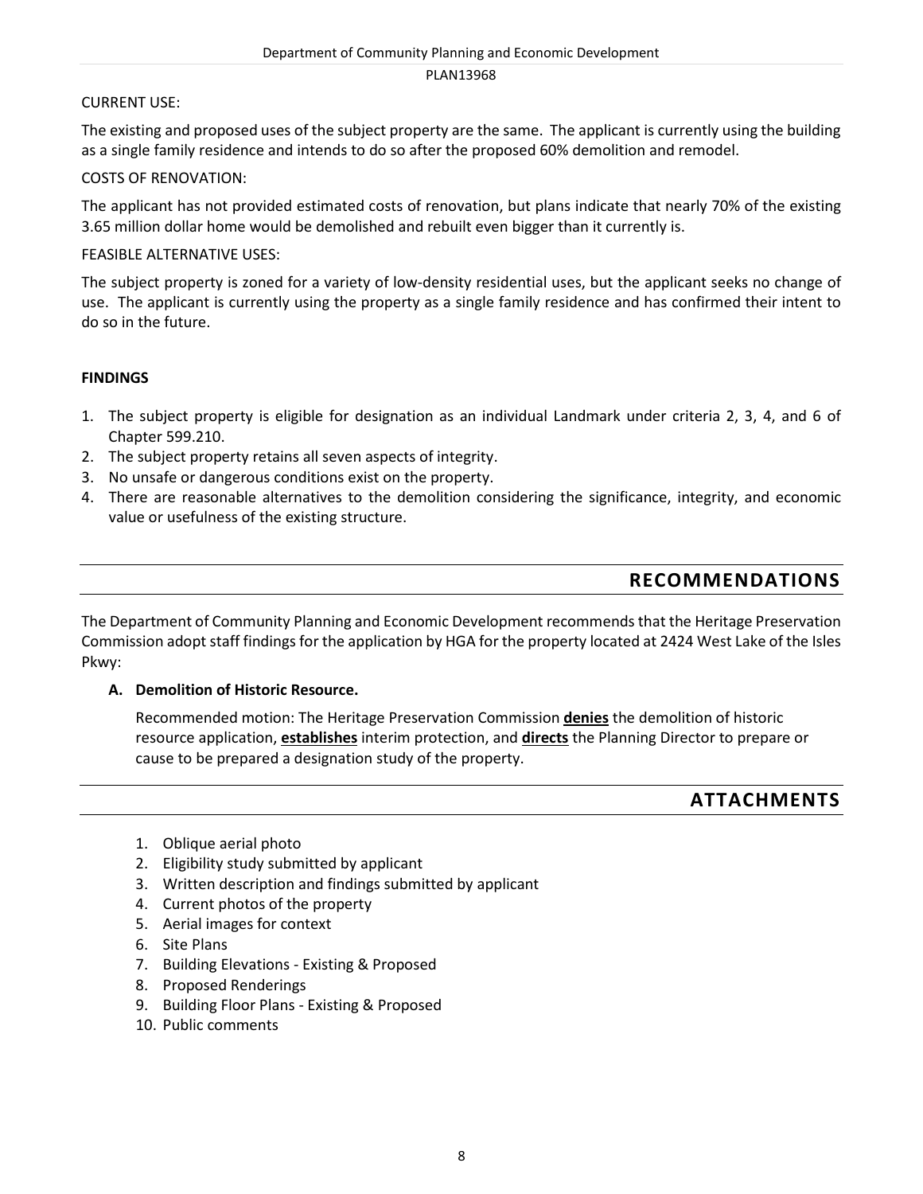CURRENT USE:

The existing and proposed uses of the subject property are the same. The applicant is currently using the building as a single family residence and intends to do so after the proposed 60% demolition and remodel.

COSTS OF RENOVATION:

The applicant has not provided estimated costs of renovation, but plans indicate that nearly 70% of the existing 3.65 million dollar home would be demolished and rebuilt even bigger than it currently is.

FEASIBLE ALTERNATIVE USES:

The subject property is zoned for a variety of low-density residential uses, but the applicant seeks no change of use. The applicant is currently using the property as a single family residence and has confirmed their intent to do so in the future.

**FINDINGS**

1. The subject property is eligible for designation as an individual Landmark under criteria 2, 3, 4, and 6 of Chapter 599.210.
2. The subject property retains all seven aspects of integrity.
3. No unsafe or dangerous conditions exist on the property.
4. There are reasonable alternatives to the demolition considering the significance, integrity, and economic value or usefulness of the existing structure.

## RECOMMENDATIONS

The Department of Community Planning and Economic Development recommends that the Heritage Preservation Commission adopt staff findings for the application by HGA for the property located at 2424 West Lake of the Isles Pkwy:

**A. Demolition of Historic Resource.**

Recommended motion: The Heritage Preservation Commission **denies** the demolition of historic resource application, **establishes** interim protection, and **directs** the Planning Director to prepare or cause to be prepared a designation study of the property.

## ATTACHMENTS

1. Oblique aerial photo
2. Eligibility study submitted by applicant
3. Written description and findings submitted by applicant
4. Current photos of the property
5. Aerial images for context
6. Site Plans
7. Building Elevations - Existing & Proposed
8. Proposed Renderings
9. Building Floor Plans - Existing & Proposed
10. Public comments